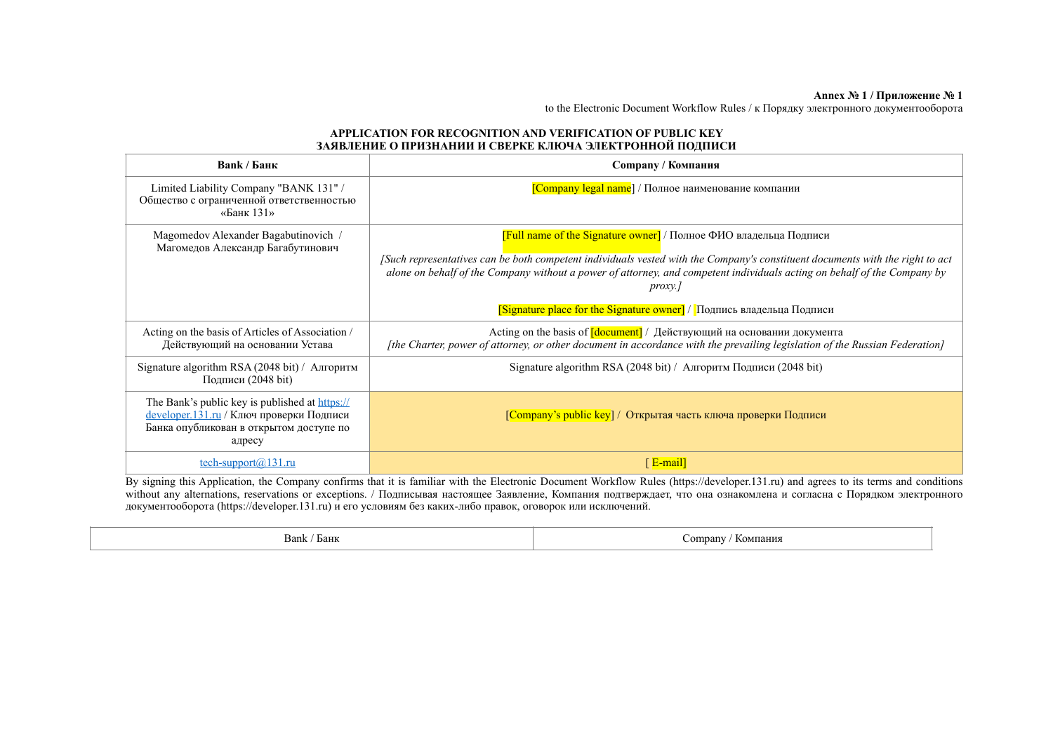**Annex № 1 / Приложение № 1**
to the Electronic Document Workflow Rules / к Порядку электронного документооборота

**APPLICATION FOR RECOGNITION AND VERIFICATION OF PUBLIC KEY**
**ЗАЯВЛЕНИЕ О ПРИЗНАНИИ И СВЕРКЕ КЛЮЧА ЭЛЕКТРОННОЙ ПОДПИСИ**

| Bank / Банк | Company / Компания |
|---|---|
| Limited Liability Company "BANK 131" / Общество с ограниченной ответственностью «Банк 131» | [Company legal name] / Полное наименование компании |
| Magomedov Alexander Bagabutinovich / Магомедов Александр Багабутинович | [Full name of the Signature owner] / Полное ФИО владельца Подписи<br>*[Such representatives can be both competent individuals vested with the Company's constituent documents with the right to act alone on behalf of the Company without a power of attorney, and competent individuals acting on behalf of the Company by proxy.]*<br>[Signature place for the Signature owner] / Подпись владельца Подписи |
| Acting on the basis of Articles of Association / Действующий на основании Устава | Acting on the basis of [document] / Действующий на основании документа<br>*[the Charter, power of attorney, or other document in accordance with the prevailing legislation of the Russian Federation]* |
| Signature algorithm RSA (2048 bit) / Алгоритм Подписи (2048 bit) | Signature algorithm RSA (2048 bit) / Алгоритм Подписи (2048 bit) |
| The Bank's public key is published at https://developer.131.ru / Ключ проверки Подписи Банка опубликован в открытом доступе по адресу | [Company's public key] / Открытая часть ключа проверки Подписи |
| tech-support@131.ru | [ E-mail] |

By signing this Application, the Company confirms that it is familiar with the Electronic Document Workflow Rules (https://developer.131.ru) and agrees to its terms and conditions without any alternations, reservations or exceptions. / Подписывая настоящее Заявление, Компания подтверждает, что она ознакомлена и согласна с Порядком электронного документооборота (https://developer.131.ru) и его условиям без каких-либо правок, оговорок или исключений.

| Bank / Банк | Company / Компания |
|---|---|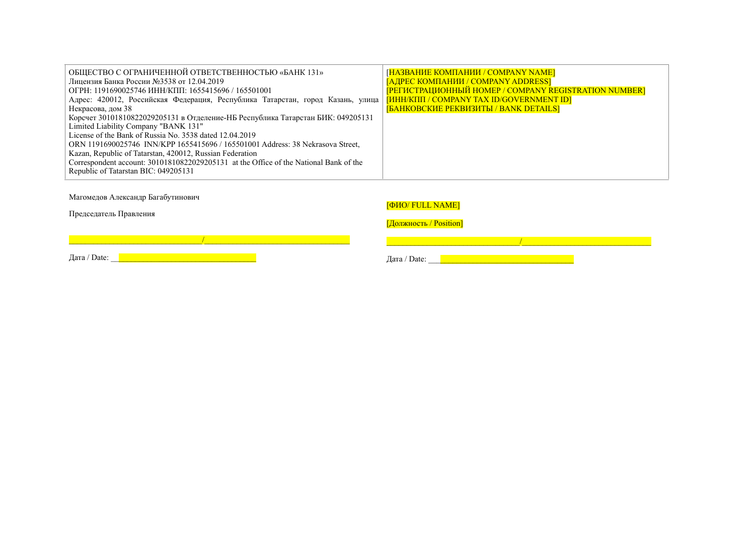| | |
|---|---|
| ОБЩЕСТВО С ОГРАНИЧЕННОЙ ОТВЕТСТВЕННОСТЬЮ «БАНК 131»<br>Лицензия Банка России №3538 от 12.04.2019<br>ОГРН: 1191690025746 ИНН/КПП: 1655415696 / 165501001<br>Адрес: 420012, Российская Федерация, Республика Татарстан, город Казань, улица Некрасова, дом 38<br>Корсчет 30101810822029205131 в Отделение-НБ Республика Татарстан БИК: 049205131<br>Limited Liability Company "BANK 131"<br>License of the Bank of Russia No. 3538 dated 12.04.2019<br>ORN 1191690025746 INN/KPP 1655415696 / 165501001 Address: 38 Nekrasova Street, Kazan, Republic of Tatarstan, 420012, Russian Federation<br>Correspondent account: 30101810822029205131 at the Office of the National Bank of the Republic of Tatarstan BIC: 049205131 | [НАЗВАНИЕ КОМПАНИИ / COMPANY NAME]<br>[АДРЕС КОМПАНИИ / COMPANY ADDRESS]<br>[РЕГИСТРАЦИОННЫЙ НОМЕР / COMPANY REGISTRATION NUMBER]<br>[ИНН/КПП / COMPANY TAX ID/GOVERNMENT ID]<br>[БАНКОВСКИЕ РЕКВИЗИТЫ / BANK DETAILS] |

Магомедов Александр Багабутинович

Председатель Правления

_______________________________/_________________________________

Дата / Date: ___________________________________

[ФИО/ FULL NAME]

[Должность / Position]

_______________________________/______________________________

Дата / Date: ___________________________________